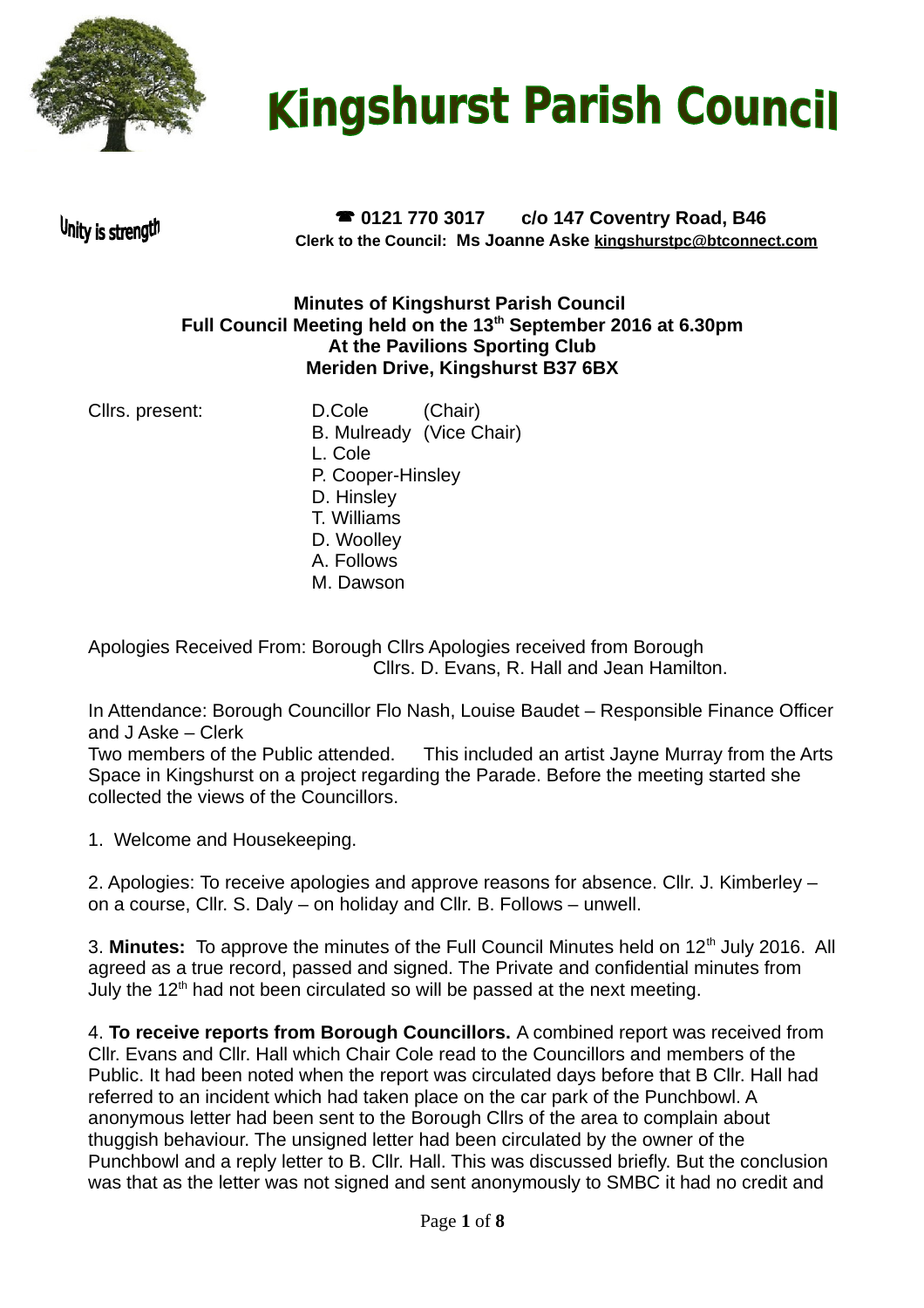# Kingshurst Parish Council

Unity is strength

☎ **0121 770 3017 c/o 147 Coventry Road, B46**
**Clerk to the Council: Ms Joanne Aske kingshurstpc@btconnect.com**

**Minutes of Kingshurst Parish Council**
**Full Council Meeting held on the 13th September 2016 at 6.30pm**
**At the Pavilions Sporting Club**
**Meriden Drive, Kingshurst B37 6BX**

Cllrs. present:
D.Cole (Chair)
B. Mulready (Vice Chair)
L. Cole
P. Cooper-Hinsley
D. Hinsley
T. Williams
D. Woolley
A. Follows
M. Dawson

Apologies Received From: Borough Cllrs Apologies received from Borough Cllrs. D. Evans, R. Hall and Jean Hamilton.

In Attendance: Borough Councillor Flo Nash, Louise Baudet – Responsible Finance Officer and J Aske – Clerk
Two members of the Public attended. This included an artist Jayne Murray from the Arts Space in Kingshurst on a project regarding the Parade. Before the meeting started she collected the views of the Councillors.

1. Welcome and Housekeeping.

2. Apologies: To receive apologies and approve reasons for absence. Cllr. J. Kimberley – on a course, Cllr. S. Daly – on holiday and Cllr. B. Follows – unwell.

3. **Minutes:** To approve the minutes of the Full Council Minutes held on 12th July 2016. All agreed as a true record, passed and signed. The Private and confidential minutes from July the 12th had not been circulated so will be passed at the next meeting.

4. **To receive reports from Borough Councillors.** A combined report was received from Cllr. Evans and Cllr. Hall which Chair Cole read to the Councillors and members of the Public. It had been noted when the report was circulated days before that B Cllr. Hall had referred to an incident which had taken place on the car park of the Punchbowl. A anonymous letter had been sent to the Borough Cllrs of the area to complain about thuggish behaviour. The unsigned letter had been circulated by the owner of the Punchbowl and a reply letter to B. Cllr. Hall. This was discussed briefly. But the conclusion was that as the letter was not signed and sent anonymously to SMBC it had no credit and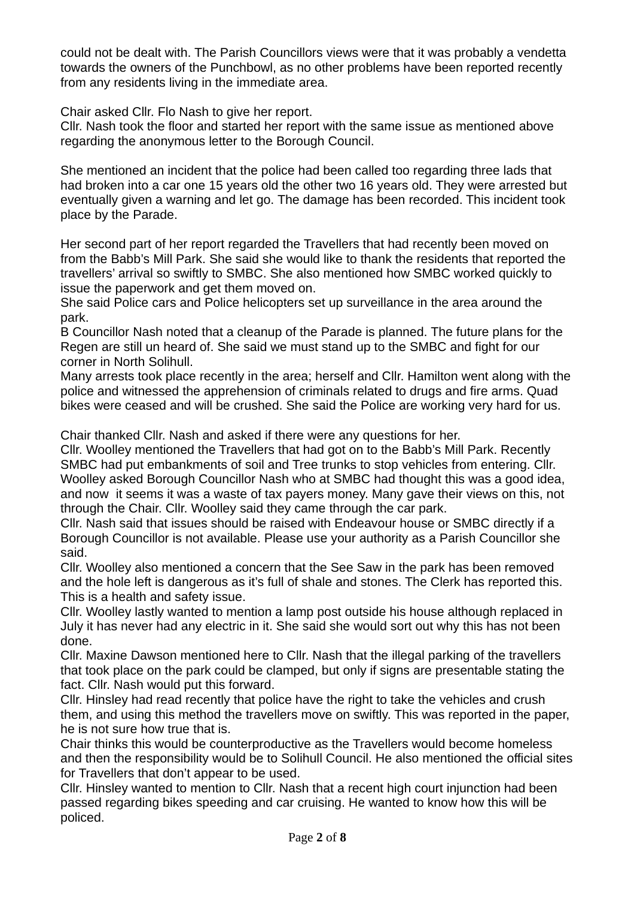could not be dealt with. The Parish Councillors views were that it was probably a vendetta towards the owners of the Punchbowl, as no other problems have been reported recently from any residents living in the immediate area.

Chair asked Cllr. Flo Nash to give her report.
Cllr. Nash took the floor and started her report with the same issue as mentioned above regarding the anonymous letter to the Borough Council.

She mentioned an incident that the police had been called too regarding three lads that had broken into a car one 15 years old the other two 16 years old. They were arrested but eventually given a warning and let go. The damage has been recorded. This incident took place by the Parade.

Her second part of her report regarded the Travellers that had recently been moved on from the Babb's Mill Park. She said she would like to thank the residents that reported the travellers' arrival so swiftly to SMBC. She also mentioned how SMBC worked quickly to issue the paperwork and get them moved on.
She said Police cars and Police helicopters set up surveillance in the area around the park.
B Councillor Nash noted that a cleanup of the Parade is planned. The future plans for the Regen are still un heard of. She said we must stand up to the SMBC and fight for our corner in North Solihull.
Many arrests took place recently in the area; herself and Cllr. Hamilton went along with the police and witnessed the apprehension of criminals related to drugs and fire arms. Quad bikes were ceased and will be crushed. She said the Police are working very hard for us.

Chair thanked Cllr. Nash and asked if there were any questions for her.
Cllr. Woolley mentioned the Travellers that had got on to the Babb's Mill Park. Recently SMBC had put embankments of soil and Tree trunks to stop vehicles from entering. Cllr. Woolley asked Borough Councillor Nash who at SMBC had thought this was a good idea, and now it seems it was a waste of tax payers money. Many gave their views on this, not through the Chair. Cllr. Woolley said they came through the car park.
Cllr. Nash said that issues should be raised with Endeavour house or SMBC directly if a Borough Councillor is not available. Please use your authority as a Parish Councillor she said.
Cllr. Woolley also mentioned a concern that the See Saw in the park has been removed and the hole left is dangerous as it's full of shale and stones. The Clerk has reported this. This is a health and safety issue.
Cllr. Woolley lastly wanted to mention a lamp post outside his house although replaced in July it has never had any electric in it. She said she would sort out why this has not been done.
Cllr. Maxine Dawson mentioned here to Cllr. Nash that the illegal parking of the travellers that took place on the park could be clamped, but only if signs are presentable stating the fact. Cllr. Nash would put this forward.
Cllr. Hinsley had read recently that police have the right to take the vehicles and crush them, and using this method the travellers move on swiftly. This was reported in the paper, he is not sure how true that is.
Chair thinks this would be counterproductive as the Travellers would become homeless and then the responsibility would be to Solihull Council. He also mentioned the official sites for Travellers that don't appear to be used.
Cllr. Hinsley wanted to mention to Cllr. Nash that a recent high court injunction had been passed regarding bikes speeding and car cruising. He wanted to know how this will be policed.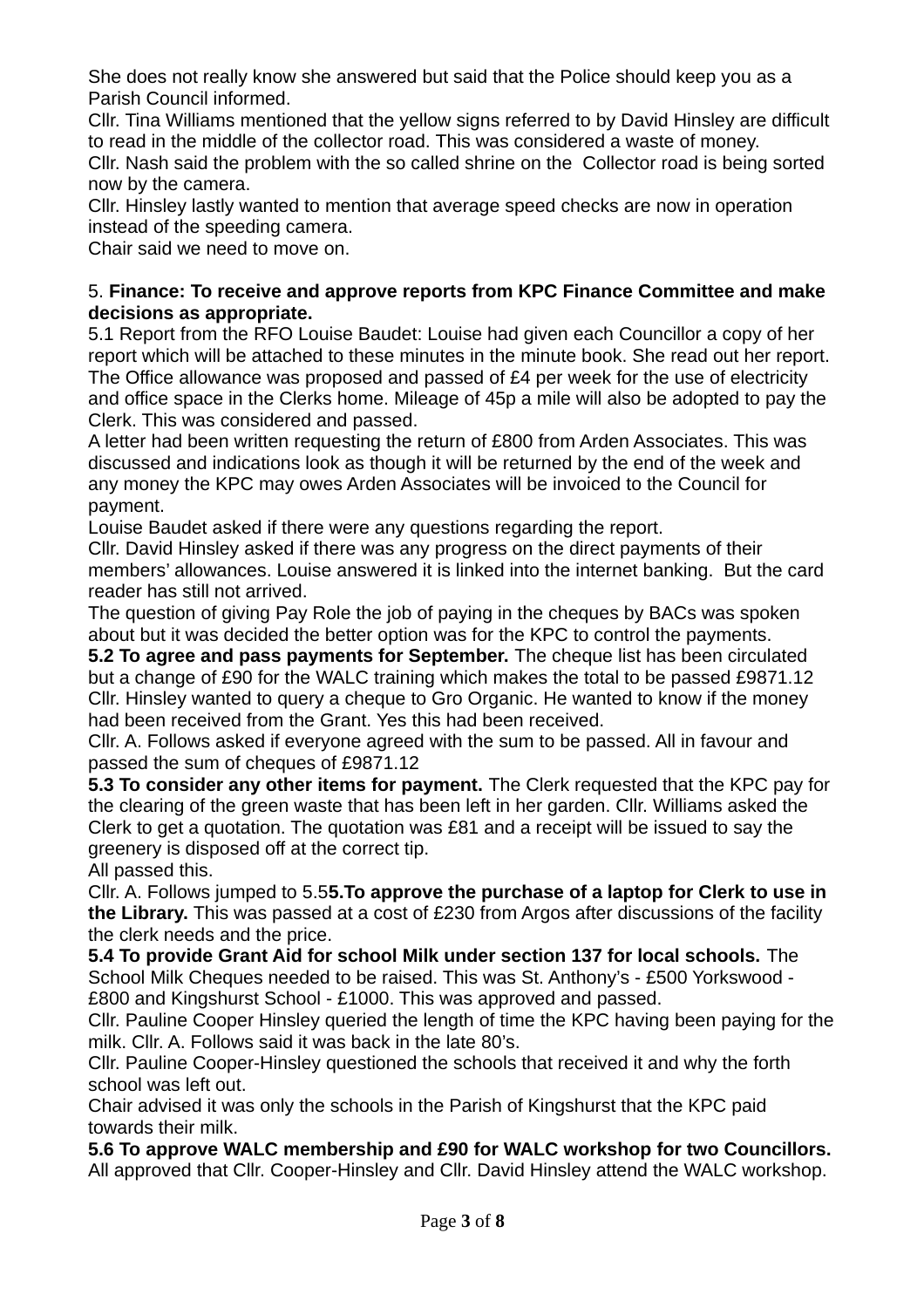She does not really know she answered but said that the Police should keep you as a Parish Council informed.
Cllr. Tina Williams mentioned that the yellow signs referred to by David Hinsley are difficult to read in the middle of the collector road. This was considered a waste of money.
Cllr. Nash said the problem with the so called shrine on the Collector road is being sorted now by the camera.
Cllr. Hinsley lastly wanted to mention that average speed checks are now in operation instead of the speeding camera.
Chair said we need to move on.

5. **Finance: To receive and approve reports from KPC Finance Committee and make decisions as appropriate.**
5.1 Report from the RFO Louise Baudet: Louise had given each Councillor a copy of her report which will be attached to these minutes in the minute book. She read out her report. The Office allowance was proposed and passed of £4 per week for the use of electricity and office space in the Clerks home. Mileage of 45p a mile will also be adopted to pay the Clerk. This was considered and passed.
A letter had been written requesting the return of £800 from Arden Associates. This was discussed and indications look as though it will be returned by the end of the week and any money the KPC may owes Arden Associates will be invoiced to the Council for payment.
Louise Baudet asked if there were any questions regarding the report.
Cllr. David Hinsley asked if there was any progress on the direct payments of their members' allowances. Louise answered it is linked into the internet banking. But the card reader has still not arrived.
The question of giving Pay Role the job of paying in the cheques by BACs was spoken about but it was decided the better option was for the KPC to control the payments.
**5.2 To agree and pass payments for September.** The cheque list has been circulated but a change of £90 for the WALC training which makes the total to be passed £9871.12
Cllr. Hinsley wanted to query a cheque to Gro Organic. He wanted to know if the money had been received from the Grant. Yes this had been received.
Cllr. A. Follows asked if everyone agreed with the sum to be passed. All in favour and passed the sum of cheques of £9871.12
**5.3 To consider any other items for payment.** The Clerk requested that the KPC pay for the clearing of the green waste that has been left in her garden. Cllr. Williams asked the Clerk to get a quotation. The quotation was £81 and a receipt will be issued to say the greenery is disposed off at the correct tip.
All passed this.
Cllr. A. Follows jumped to 5.5**5.To approve the purchase of a laptop for Clerk to use in the Library.** This was passed at a cost of £230 from Argos after discussions of the facility the clerk needs and the price.
**5.4 To provide Grant Aid for school Milk under section 137 for local schools.** The School Milk Cheques needed to be raised. This was St. Anthony's - £500 Yorkswood - £800 and Kingshurst School - £1000. This was approved and passed.
Cllr. Pauline Cooper Hinsley queried the length of time the KPC having been paying for the milk. Cllr. A. Follows said it was back in the late 80's.
Cllr. Pauline Cooper-Hinsley questioned the schools that received it and why the forth school was left out.
Chair advised it was only the schools in the Parish of Kingshurst that the KPC paid towards their milk.
**5.6 To approve WALC membership and £90 for WALC workshop for two Councillors.** All approved that Cllr. Cooper-Hinsley and Cllr. David Hinsley attend the WALC workshop.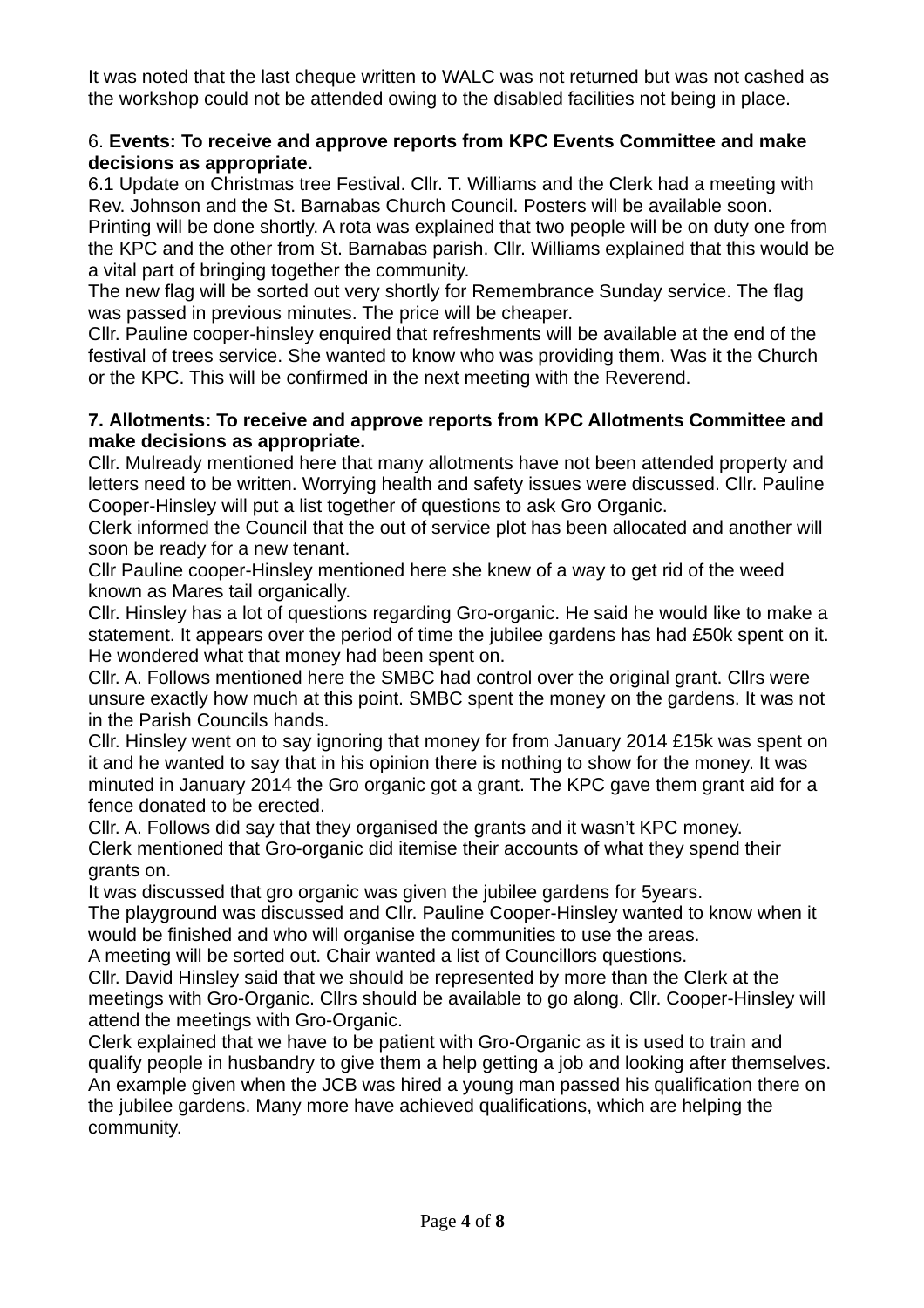It was noted that the last cheque written to WALC was not returned but was not cashed as the workshop could not be attended owing to the disabled facilities not being in place.

6. **Events: To receive and approve reports from KPC Events Committee and make decisions as appropriate.**

6.1 Update on Christmas tree Festival. Cllr. T. Williams and the Clerk had a meeting with Rev. Johnson and the St. Barnabas Church Council. Posters will be available soon. Printing will be done shortly. A rota was explained that two people will be on duty one from the KPC and the other from St. Barnabas parish. Cllr. Williams explained that this would be a vital part of bringing together the community.

The new flag will be sorted out very shortly for Remembrance Sunday service. The flag was passed in previous minutes. The price will be cheaper.

Cllr. Pauline cooper-hinsley enquired that refreshments will be available at the end of the festival of trees service. She wanted to know who was providing them. Was it the Church or the KPC. This will be confirmed in the next meeting with the Reverend.

**7. Allotments: To receive and approve reports from KPC Allotments Committee and make decisions as appropriate.**

Cllr. Mulready mentioned here that many allotments have not been attended property and letters need to be written. Worrying health and safety issues were discussed. Cllr. Pauline Cooper-Hinsley will put a list together of questions to ask Gro Organic.

Clerk informed the Council that the out of service plot has been allocated and another will soon be ready for a new tenant.

Cllr Pauline cooper-Hinsley mentioned here she knew of a way to get rid of the weed known as Mares tail organically.

Cllr. Hinsley has a lot of questions regarding Gro-organic. He said he would like to make a statement. It appears over the period of time the jubilee gardens has had £50k spent on it. He wondered what that money had been spent on.

Cllr. A. Follows mentioned here the SMBC had control over the original grant. Cllrs were unsure exactly how much at this point. SMBC spent the money on the gardens. It was not in the Parish Councils hands.

Cllr. Hinsley went on to say ignoring that money for from January 2014 £15k was spent on it and he wanted to say that in his opinion there is nothing to show for the money. It was minuted in January 2014 the Gro organic got a grant. The KPC gave them grant aid for a fence donated to be erected.

Cllr. A. Follows did say that they organised the grants and it wasn't KPC money.

Clerk mentioned that Gro-organic did itemise their accounts of what they spend their grants on.

It was discussed that gro organic was given the jubilee gardens for 5years.

The playground was discussed and Cllr. Pauline Cooper-Hinsley wanted to know when it would be finished and who will organise the communities to use the areas.

A meeting will be sorted out. Chair wanted a list of Councillors questions.

Cllr. David Hinsley said that we should be represented by more than the Clerk at the meetings with Gro-Organic. Cllrs should be available to go along. Cllr. Cooper-Hinsley will attend the meetings with Gro-Organic.

Clerk explained that we have to be patient with Gro-Organic as it is used to train and qualify people in husbandry to give them a help getting a job and looking after themselves. An example given when the JCB was hired a young man passed his qualification there on the jubilee gardens. Many more have achieved qualifications, which are helping the community.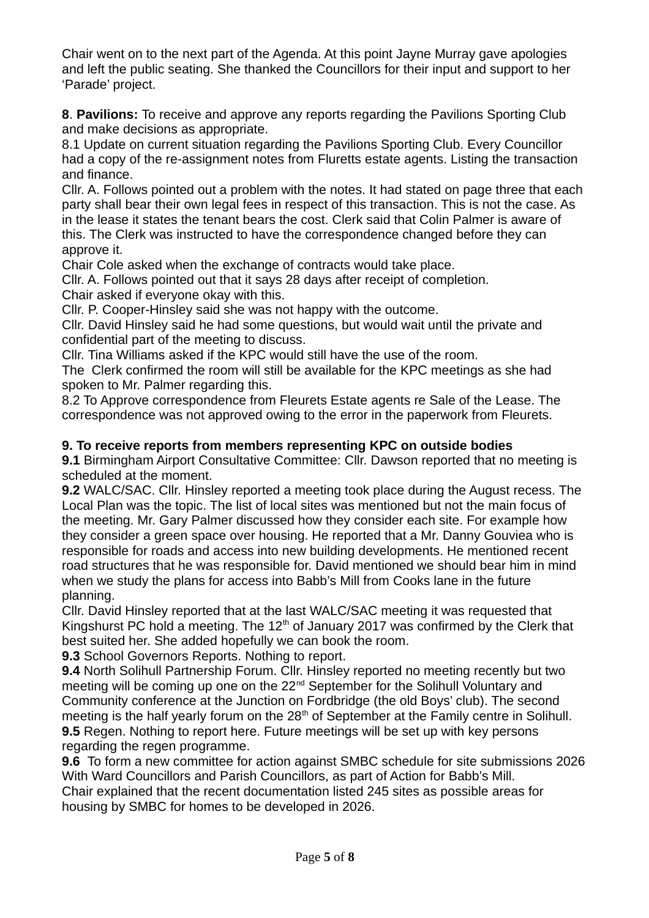Chair went on to the next part of the Agenda. At this point Jayne Murray gave apologies and left the public seating. She thanked the Councillors for their input and support to her 'Parade' project.

**8**. **Pavilions:** To receive and approve any reports regarding the Pavilions Sporting Club and make decisions as appropriate.

8.1 Update on current situation regarding the Pavilions Sporting Club. Every Councillor had a copy of the re-assignment notes from Fluretts estate agents. Listing the transaction and finance.

Cllr. A. Follows pointed out a problem with the notes. It had stated on page three that each party shall bear their own legal fees in respect of this transaction. This is not the case. As in the lease it states the tenant bears the cost. Clerk said that Colin Palmer is aware of this. The Clerk was instructed to have the correspondence changed before they can approve it.

Chair Cole asked when the exchange of contracts would take place.

Cllr. A. Follows pointed out that it says 28 days after receipt of completion.

Chair asked if everyone okay with this.

Cllr. P. Cooper-Hinsley said she was not happy with the outcome.

Cllr. David Hinsley said he had some questions, but would wait until the private and confidential part of the meeting to discuss.

Cllr. Tina Williams asked if the KPC would still have the use of the room.

The Clerk confirmed the room will still be available for the KPC meetings as she had spoken to Mr. Palmer regarding this.

8.2 To Approve correspondence from Fleurets Estate agents re Sale of the Lease. The correspondence was not approved owing to the error in the paperwork from Fleurets.

**9. To receive reports from members representing KPC on outside bodies**

**9.1** Birmingham Airport Consultative Committee: Cllr. Dawson reported that no meeting is scheduled at the moment.

**9.2** WALC/SAC. Cllr. Hinsley reported a meeting took place during the August recess. The Local Plan was the topic. The list of local sites was mentioned but not the main focus of the meeting. Mr. Gary Palmer discussed how they consider each site. For example how they consider a green space over housing. He reported that a Mr. Danny Gouviea who is responsible for roads and access into new building developments. He mentioned recent road structures that he was responsible for. David mentioned we should bear him in mind when we study the plans for access into Babb's Mill from Cooks lane in the future planning.

Cllr. David Hinsley reported that at the last WALC/SAC meeting it was requested that Kingshurst PC hold a meeting. The 12th of January 2017 was confirmed by the Clerk that best suited her. She added hopefully we can book the room.

**9.3** School Governors Reports. Nothing to report.

**9.4** North Solihull Partnership Forum. Cllr. Hinsley reported no meeting recently but two meeting will be coming up one on the 22nd September for the Solihull Voluntary and Community conference at the Junction on Fordbridge (the old Boys' club). The second meeting is the half yearly forum on the 28th of September at the Family centre in Solihull.

**9.5** Regen. Nothing to report here. Future meetings will be set up with key persons regarding the regen programme.

**9.6** To form a new committee for action against SMBC schedule for site submissions 2026 With Ward Councillors and Parish Councillors, as part of Action for Babb's Mill.

Chair explained that the recent documentation listed 245 sites as possible areas for housing by SMBC for homes to be developed in 2026.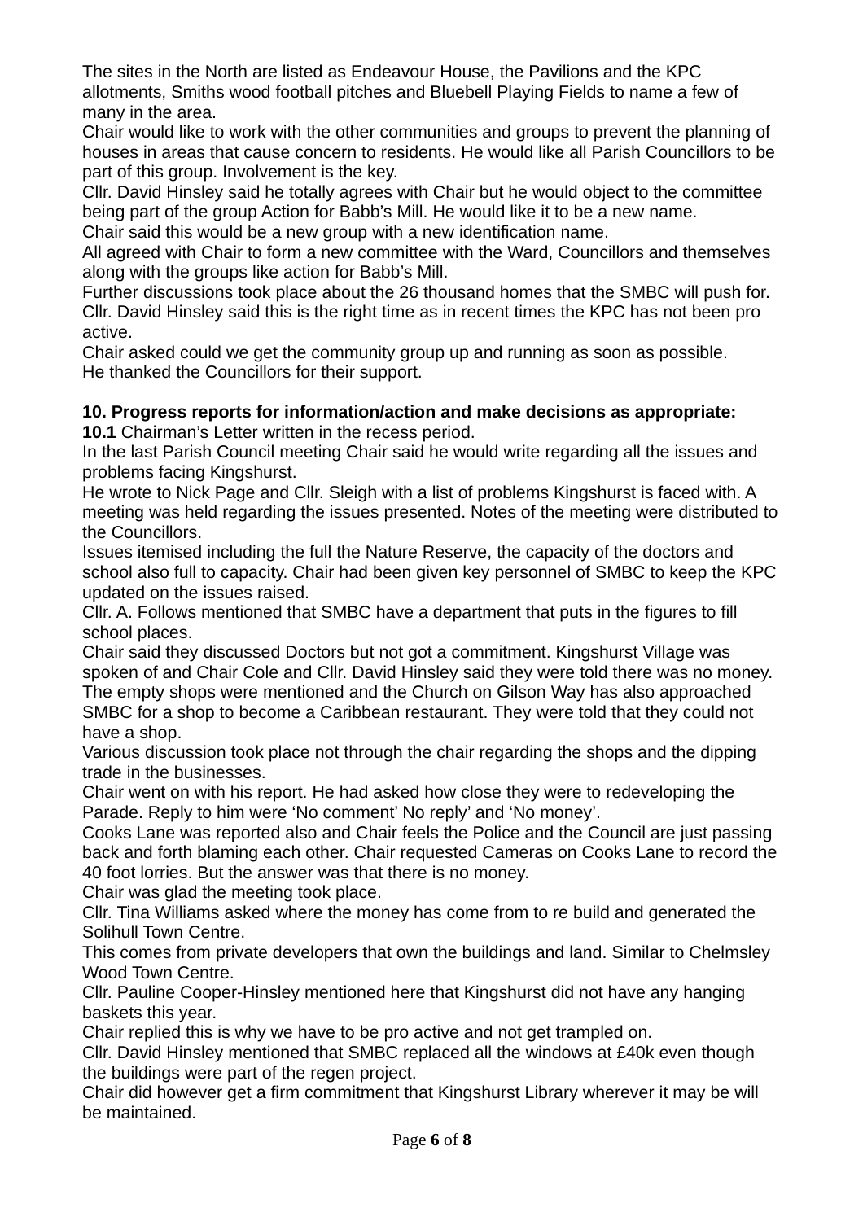The sites in the North are listed as Endeavour House, the Pavilions and the KPC allotments, Smiths wood football pitches and Bluebell Playing Fields to name a few of many in the area.
Chair would like to work with the other communities and groups to prevent the planning of houses in areas that cause concern to residents. He would like all Parish Councillors to be part of this group. Involvement is the key.
Cllr. David Hinsley said he totally agrees with Chair but he would object to the committee being part of the group Action for Babb's Mill. He would like it to be a new name.
Chair said this would be a new group with a new identification name.
All agreed with Chair to form a new committee with the Ward, Councillors and themselves along with the groups like action for Babb's Mill.
Further discussions took place about the 26 thousand homes that the SMBC will push for.
Cllr. David Hinsley said this is the right time as in recent times the KPC has not been pro active.
Chair asked could we get the community group up and running as soon as possible.
He thanked the Councillors for their support.

**10. Progress reports for information/action and make decisions as appropriate:**
**10.1** Chairman's Letter written in the recess period.
In the last Parish Council meeting Chair said he would write regarding all the issues and problems facing Kingshurst.
He wrote to Nick Page and Cllr. Sleigh with a list of problems Kingshurst is faced with. A meeting was held regarding the issues presented. Notes of the meeting were distributed to the Councillors.
Issues itemised including the full the Nature Reserve, the capacity of the doctors and school also full to capacity. Chair had been given key personnel of SMBC to keep the KPC updated on the issues raised.
Cllr. A. Follows mentioned that SMBC have a department that puts in the figures to fill school places.
Chair said they discussed Doctors but not got a commitment. Kingshurst Village was spoken of and Chair Cole and Cllr. David Hinsley said they were told there was no money.
The empty shops were mentioned and the Church on Gilson Way has also approached SMBC for a shop to become a Caribbean restaurant. They were told that they could not have a shop.
Various discussion took place not through the chair regarding the shops and the dipping trade in the businesses.
Chair went on with his report. He had asked how close they were to redeveloping the Parade. Reply to him were 'No comment' No reply' and 'No money'.
Cooks Lane was reported also and Chair feels the Police and the Council are just passing back and forth blaming each other. Chair requested Cameras on Cooks Lane to record the 40 foot lorries. But the answer was that there is no money.
Chair was glad the meeting took place.
Cllr. Tina Williams asked where the money has come from to re build and generated the Solihull Town Centre.
This comes from private developers that own the buildings and land. Similar to Chelmsley Wood Town Centre.
Cllr. Pauline Cooper-Hinsley mentioned here that Kingshurst did not have any hanging baskets this year.
Chair replied this is why we have to be pro active and not get trampled on.
Cllr. David Hinsley mentioned that SMBC replaced all the windows at £40k even though the buildings were part of the regen project.
Chair did however get a firm commitment that Kingshurst Library wherever it may be will be maintained.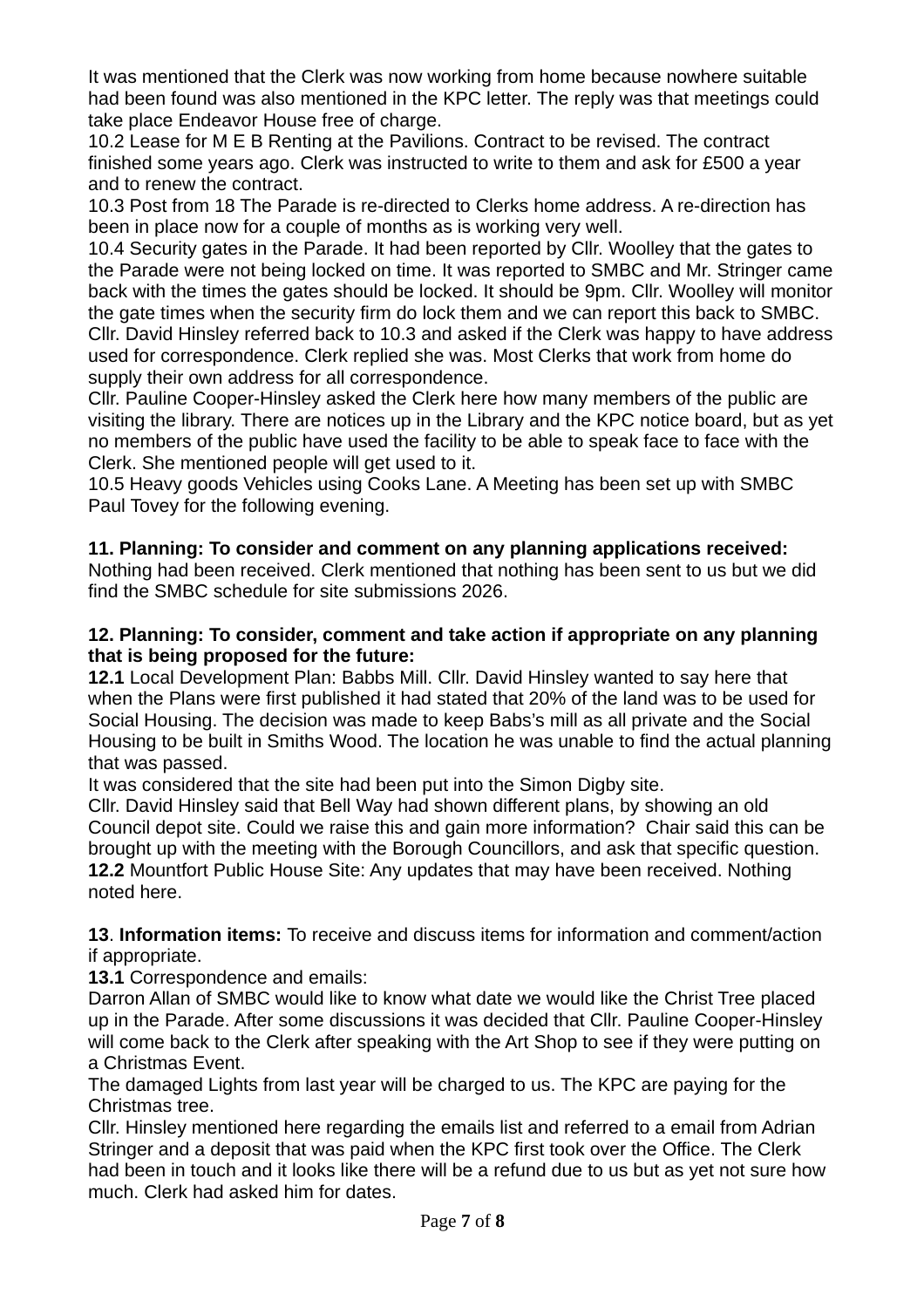It was mentioned that the Clerk was now working from home because nowhere suitable had been found was also mentioned in the KPC letter. The reply was that meetings could take place Endeavor House free of charge.

10.2 Lease for M E B Renting at the Pavilions. Contract to be revised. The contract finished some years ago. Clerk was instructed to write to them and ask for £500 a year and to renew the contract.

10.3 Post from 18 The Parade is re-directed to Clerks home address. A re-direction has been in place now for a couple of months as is working very well.

10.4 Security gates in the Parade. It had been reported by Cllr. Woolley that the gates to the Parade were not being locked on time. It was reported to SMBC and Mr. Stringer came back with the times the gates should be locked. It should be 9pm. Cllr. Woolley will monitor the gate times when the security firm do lock them and we can report this back to SMBC.

Cllr. David Hinsley referred back to 10.3 and asked if the Clerk was happy to have address used for correspondence. Clerk replied she was. Most Clerks that work from home do supply their own address for all correspondence.

Cllr. Pauline Cooper-Hinsley asked the Clerk here how many members of the public are visiting the library. There are notices up in the Library and the KPC notice board, but as yet no members of the public have used the facility to be able to speak face to face with the Clerk. She mentioned people will get used to it.

10.5 Heavy goods Vehicles using Cooks Lane. A Meeting has been set up with SMBC Paul Tovey for the following evening.

**11. Planning: To consider and comment on any planning applications received:**
Nothing had been received. Clerk mentioned that nothing has been sent to us but we did find the SMBC schedule for site submissions 2026.

**12. Planning: To consider, comment and take action if appropriate on any planning that is being proposed for the future:**

**12.1** Local Development Plan: Babbs Mill. Cllr. David Hinsley wanted to say here that when the Plans were first published it had stated that 20% of the land was to be used for Social Housing. The decision was made to keep Babs's mill as all private and the Social Housing to be built in Smiths Wood. The location he was unable to find the actual planning that was passed.

It was considered that the site had been put into the Simon Digby site.

Cllr. David Hinsley said that Bell Way had shown different plans, by showing an old Council depot site. Could we raise this and gain more information? Chair said this can be brought up with the meeting with the Borough Councillors, and ask that specific question.

**12.2** Mountfort Public House Site: Any updates that may have been received. Nothing noted here.

**13**. **Information items:** To receive and discuss items for information and comment/action if appropriate.

**13.1** Correspondence and emails:

Darron Allan of SMBC would like to know what date we would like the Christ Tree placed up in the Parade. After some discussions it was decided that Cllr. Pauline Cooper-Hinsley will come back to the Clerk after speaking with the Art Shop to see if they were putting on a Christmas Event.

The damaged Lights from last year will be charged to us. The KPC are paying for the Christmas tree.

Cllr. Hinsley mentioned here regarding the emails list and referred to a email from Adrian Stringer and a deposit that was paid when the KPC first took over the Office. The Clerk had been in touch and it looks like there will be a refund due to us but as yet not sure how much. Clerk had asked him for dates.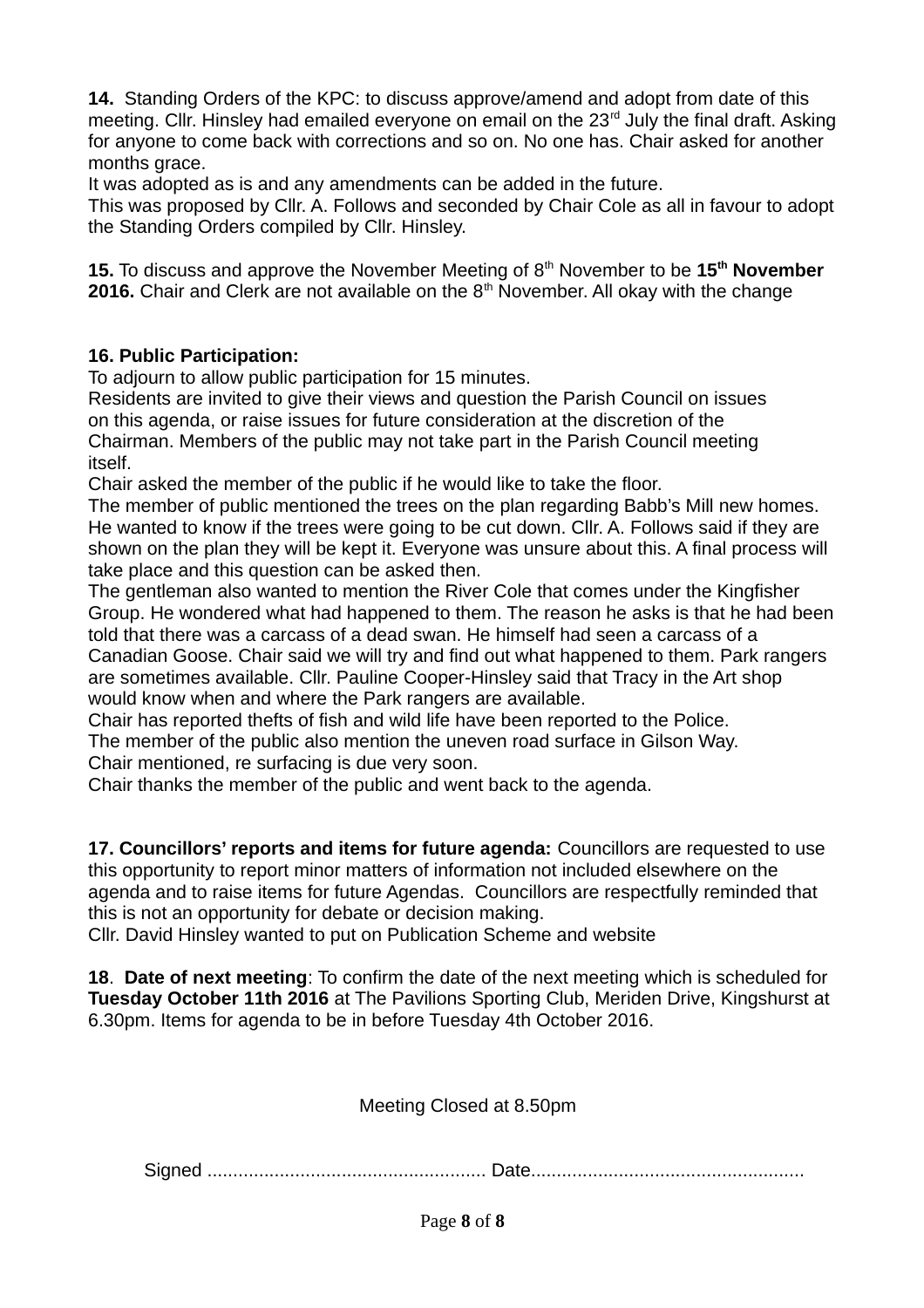**14.** Standing Orders of the KPC: to discuss approve/amend and adopt from date of this meeting. Cllr. Hinsley had emailed everyone on email on the 23rd July the final draft. Asking for anyone to come back with corrections and so on. No one has. Chair asked for another months grace.
It was adopted as is and any amendments can be added in the future.
This was proposed by Cllr. A. Follows and seconded by Chair Cole as all in favour to adopt the Standing Orders compiled by Cllr. Hinsley.

**15.** To discuss and approve the November Meeting of 8th November to be **15th November 2016.** Chair and Clerk are not available on the 8th November. All okay with the change

**16. Public Participation:**
To adjourn to allow public participation for 15 minutes.
Residents are invited to give their views and question the Parish Council on issues on this agenda, or raise issues for future consideration at the discretion of the Chairman. Members of the public may not take part in the Parish Council meeting itself.
Chair asked the member of the public if he would like to take the floor.
The member of public mentioned the trees on the plan regarding Babb's Mill new homes. He wanted to know if the trees were going to be cut down. Cllr. A. Follows said if they are shown on the plan they will be kept it. Everyone was unsure about this. A final process will take place and this question can be asked then.
The gentleman also wanted to mention the River Cole that comes under the Kingfisher Group. He wondered what had happened to them. The reason he asks is that he had been told that there was a carcass of a dead swan. He himself had seen a carcass of a Canadian Goose. Chair said we will try and find out what happened to them. Park rangers are sometimes available. Cllr. Pauline Cooper-Hinsley said that Tracy in the Art shop would know when and where the Park rangers are available.
Chair has reported thefts of fish and wild life have been reported to the Police.
The member of the public also mention the uneven road surface in Gilson Way.
Chair mentioned, re surfacing is due very soon.
Chair thanks the member of the public and went back to the agenda.

**17. Councillors' reports and items for future agenda:** Councillors are requested to use this opportunity to report minor matters of information not included elsewhere on the agenda and to raise items for future Agendas. Councillors are respectfully reminded that this is not an opportunity for debate or decision making.
Cllr. David Hinsley wanted to put on Publication Scheme and website

**18**. **Date of next meeting**: To confirm the date of the next meeting which is scheduled for **Tuesday October 11th 2016** at The Pavilions Sporting Club, Meriden Drive, Kingshurst at 6.30pm. Items for agenda to be in before Tuesday 4th October 2016.

Meeting Closed at 8.50pm

Signed ..................................................... Date....................................................